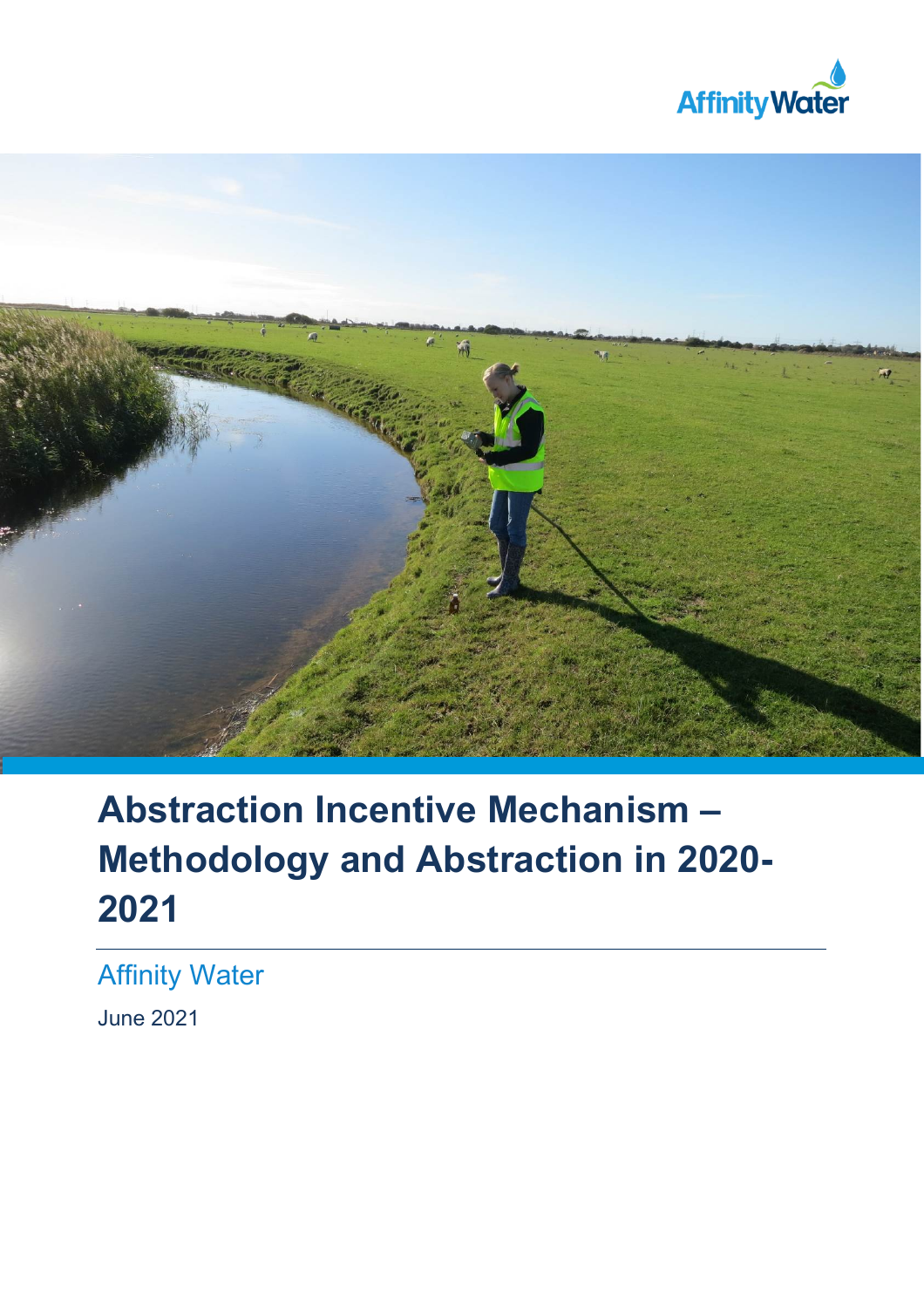# Abstraction Incentive Mechanism – Methodology and Abstraction in 2020-2021

Affinity Water

June 2021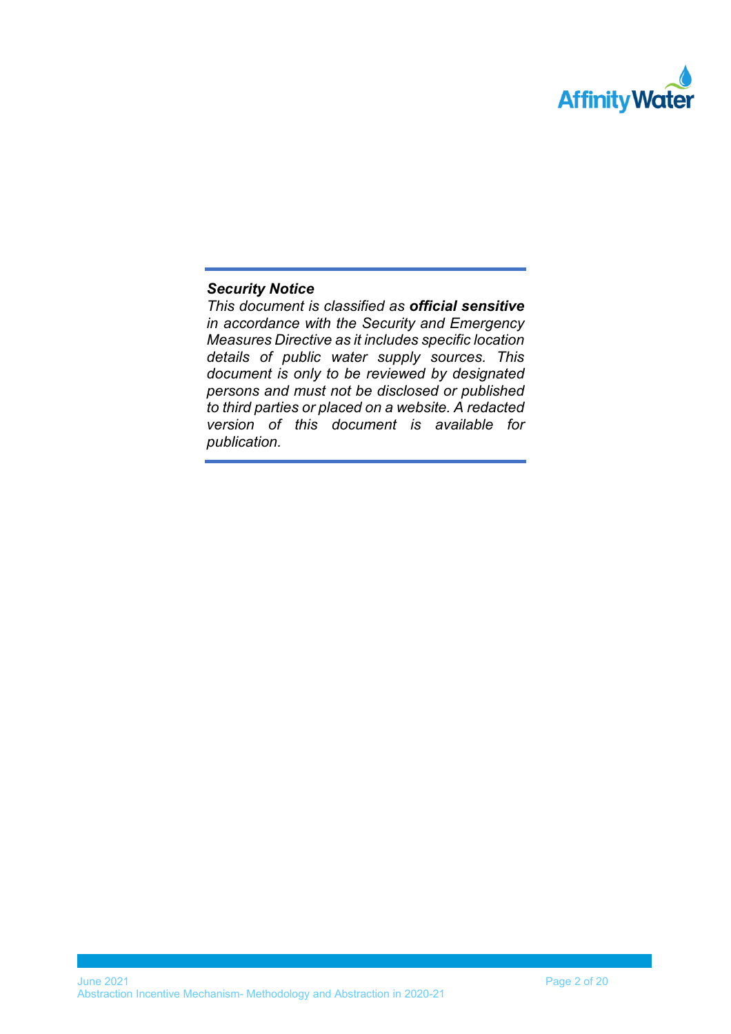***Security Notice***

*This document is classified as **official sensitive** in accordance with the Security and Emergency Measures Directive as it includes specific location details of public water supply sources. This document is only to be reviewed by designated persons and must not be disclosed or published to third parties or placed on a website. A redacted version of this document is available for publication.*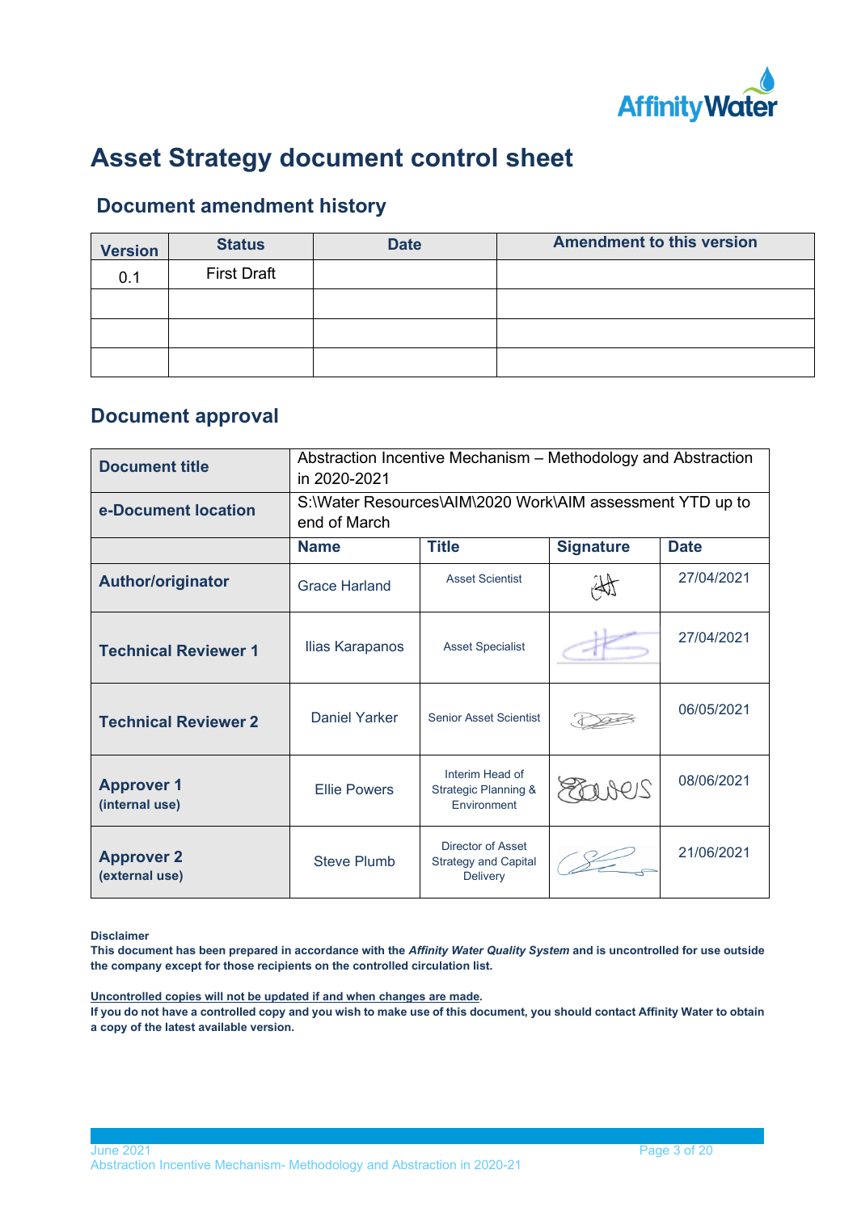# Asset Strategy document control sheet

## Document amendment history

| Version | Status | Date | Amendment to this version |
|---|---|---|---|
| 0.1 | First Draft | | |
| | | | |
| | | | |
| | | | |

## Document approval

| Document title | Abstraction Incentive Mechanism – Methodology and Abstraction in 2020-2021 | | | |
|---|---|---|---|---|
| **e-Document location** | S:\Water Resources\AIM\2020 Work\AIM assessment YTD up to end of March | | | |
| | **Name** | **Title** | **Signature** | **Date** |
| **Author/originator** | Grace Harland | Asset Scientist | | 27/04/2021 |
| **Technical Reviewer 1** | Ilias Karapanos | Asset Specialist | | 27/04/2021 |
| **Technical Reviewer 2** | Daniel Yarker | Senior Asset Scientist | | 06/05/2021 |
| **Approver 1** (internal use) | Ellie Powers | Interim Head of Strategic Planning & Environment | | 08/06/2021 |
| **Approver 2** (external use) | Steve Plumb | Director of Asset Strategy and Capital Delivery | | 21/06/2021 |

**Disclaimer**

**This document has been prepared in accordance with the *Affinity Water Quality System* and is uncontrolled for use outside the company except for those recipients on the controlled circulation list.**

**Uncontrolled copies will not be updated if and when changes are made.**

**If you do not have a controlled copy and you wish to make use of this document, you should contact Affinity Water to obtain a copy of the latest available version.**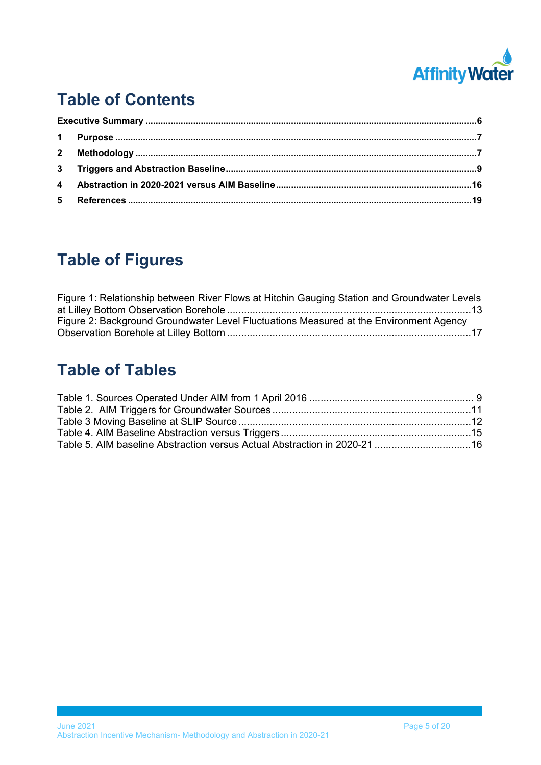# Table of Contents

**Executive Summary ........................................................................................................................6**

**1 Purpose ....................................................................................................................................7**

**2 Methodology ............................................................................................................................7**

**3 Triggers and Abstraction Baseline ..........................................................................................9**

**4 Abstraction in 2020-2021 versus AIM Baseline ....................................................................16**

**5 References ..............................................................................................................................19**

# Table of Figures

Figure 1: Relationship between River Flows at Hitchin Gauging Station and Groundwater Levels at Lilley Bottom Observation Borehole ...........................................................................................13

Figure 2: Background Groundwater Level Fluctuations Measured at the Environment Agency Observation Borehole at Lilley Bottom ...........................................................................................17

# Table of Tables

Table 1. Sources Operated Under AIM from 1 April 2016 ............................................................ 9

Table 2. AIM Triggers for Groundwater Sources ..........................................................................11

Table 3 Moving Baseline at SLIP Source ......................................................................................12

Table 4. AIM Baseline Abstraction versus Triggers ......................................................................15

Table 5. AIM baseline Abstraction versus Actual Abstraction in 2020-21 ....................................16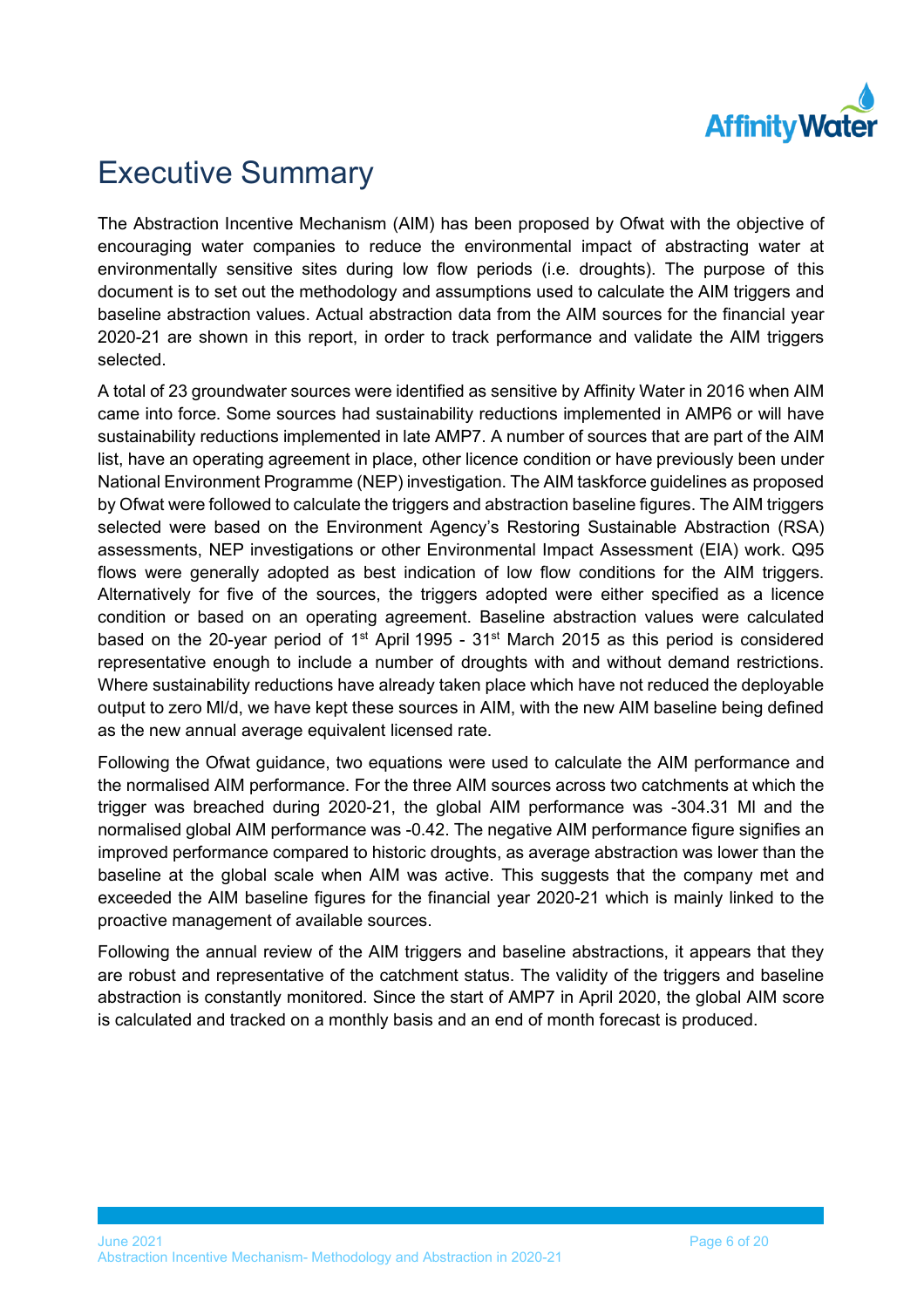# Executive Summary

The Abstraction Incentive Mechanism (AIM) has been proposed by Ofwat with the objective of encouraging water companies to reduce the environmental impact of abstracting water at environmentally sensitive sites during low flow periods (i.e. droughts). The purpose of this document is to set out the methodology and assumptions used to calculate the AIM triggers and baseline abstraction values. Actual abstraction data from the AIM sources for the financial year 2020-21 are shown in this report, in order to track performance and validate the AIM triggers selected.

A total of 23 groundwater sources were identified as sensitive by Affinity Water in 2016 when AIM came into force. Some sources had sustainability reductions implemented in AMP6 or will have sustainability reductions implemented in late AMP7. A number of sources that are part of the AIM list, have an operating agreement in place, other licence condition or have previously been under National Environment Programme (NEP) investigation. The AIM taskforce guidelines as proposed by Ofwat were followed to calculate the triggers and abstraction baseline figures. The AIM triggers selected were based on the Environment Agency's Restoring Sustainable Abstraction (RSA) assessments, NEP investigations or other Environmental Impact Assessment (EIA) work. Q95 flows were generally adopted as best indication of low flow conditions for the AIM triggers. Alternatively for five of the sources, the triggers adopted were either specified as a licence condition or based on an operating agreement. Baseline abstraction values were calculated based on the 20-year period of 1st April 1995 - 31st March 2015 as this period is considered representative enough to include a number of droughts with and without demand restrictions. Where sustainability reductions have already taken place which have not reduced the deployable output to zero Ml/d, we have kept these sources in AIM, with the new AIM baseline being defined as the new annual average equivalent licensed rate.

Following the Ofwat guidance, two equations were used to calculate the AIM performance and the normalised AIM performance. For the three AIM sources across two catchments at which the trigger was breached during 2020-21, the global AIM performance was -304.31 Ml and the normalised global AIM performance was -0.42. The negative AIM performance figure signifies an improved performance compared to historic droughts, as average abstraction was lower than the baseline at the global scale when AIM was active. This suggests that the company met and exceeded the AIM baseline figures for the financial year 2020-21 which is mainly linked to the proactive management of available sources.

Following the annual review of the AIM triggers and baseline abstractions, it appears that they are robust and representative of the catchment status. The validity of the triggers and baseline abstraction is constantly monitored. Since the start of AMP7 in April 2020, the global AIM score is calculated and tracked on a monthly basis and an end of month forecast is produced.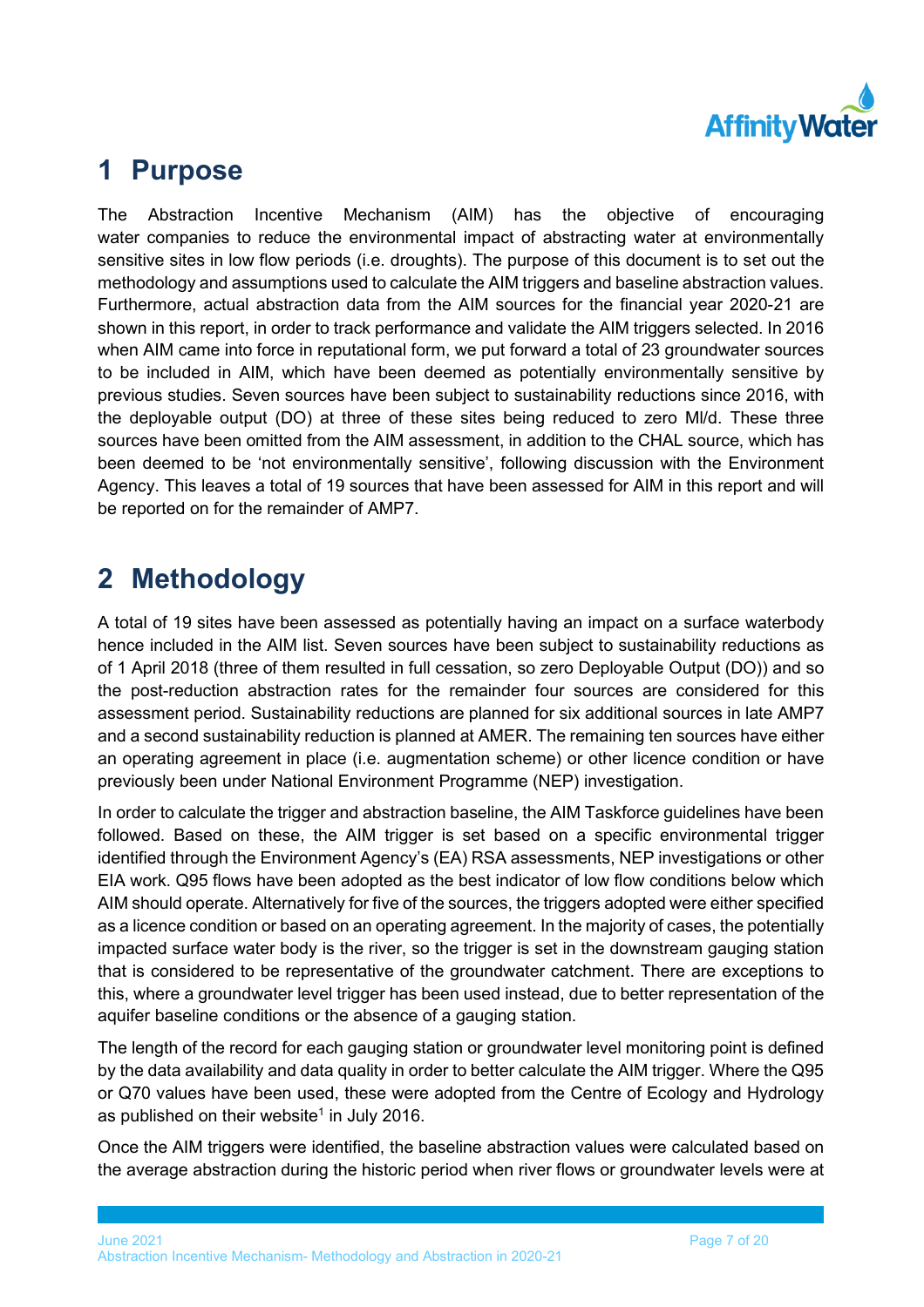# 1 Purpose

The Abstraction Incentive Mechanism (AIM) has the objective of encouraging water companies to reduce the environmental impact of abstracting water at environmentally sensitive sites in low flow periods (i.e. droughts). The purpose of this document is to set out the methodology and assumptions used to calculate the AIM triggers and baseline abstraction values. Furthermore, actual abstraction data from the AIM sources for the financial year 2020-21 are shown in this report, in order to track performance and validate the AIM triggers selected. In 2016 when AIM came into force in reputational form, we put forward a total of 23 groundwater sources to be included in AIM, which have been deemed as potentially environmentally sensitive by previous studies. Seven sources have been subject to sustainability reductions since 2016, with the deployable output (DO) at three of these sites being reduced to zero Ml/d. These three sources have been omitted from the AIM assessment, in addition to the CHAL source, which has been deemed to be 'not environmentally sensitive', following discussion with the Environment Agency. This leaves a total of 19 sources that have been assessed for AIM in this report and will be reported on for the remainder of AMP7.

# 2 Methodology

A total of 19 sites have been assessed as potentially having an impact on a surface waterbody hence included in the AIM list. Seven sources have been subject to sustainability reductions as of 1 April 2018 (three of them resulted in full cessation, so zero Deployable Output (DO)) and so the post-reduction abstraction rates for the remainder four sources are considered for this assessment period. Sustainability reductions are planned for six additional sources in late AMP7 and a second sustainability reduction is planned at AMER. The remaining ten sources have either an operating agreement in place (i.e. augmentation scheme) or other licence condition or have previously been under National Environment Programme (NEP) investigation.

In order to calculate the trigger and abstraction baseline, the AIM Taskforce guidelines have been followed. Based on these, the AIM trigger is set based on a specific environmental trigger identified through the Environment Agency's (EA) RSA assessments, NEP investigations or other EIA work. Q95 flows have been adopted as the best indicator of low flow conditions below which AIM should operate. Alternatively for five of the sources, the triggers adopted were either specified as a licence condition or based on an operating agreement. In the majority of cases, the potentially impacted surface water body is the river, so the trigger is set in the downstream gauging station that is considered to be representative of the groundwater catchment. There are exceptions to this, where a groundwater level trigger has been used instead, due to better representation of the aquifer baseline conditions or the absence of a gauging station.

The length of the record for each gauging station or groundwater level monitoring point is defined by the data availability and data quality in order to better calculate the AIM trigger. Where the Q95 or Q70 values have been used, these were adopted from the Centre of Ecology and Hydrology as published on their website[1] in July 2016.

Once the AIM triggers were identified, the baseline abstraction values were calculated based on the average abstraction during the historic period when river flows or groundwater levels were at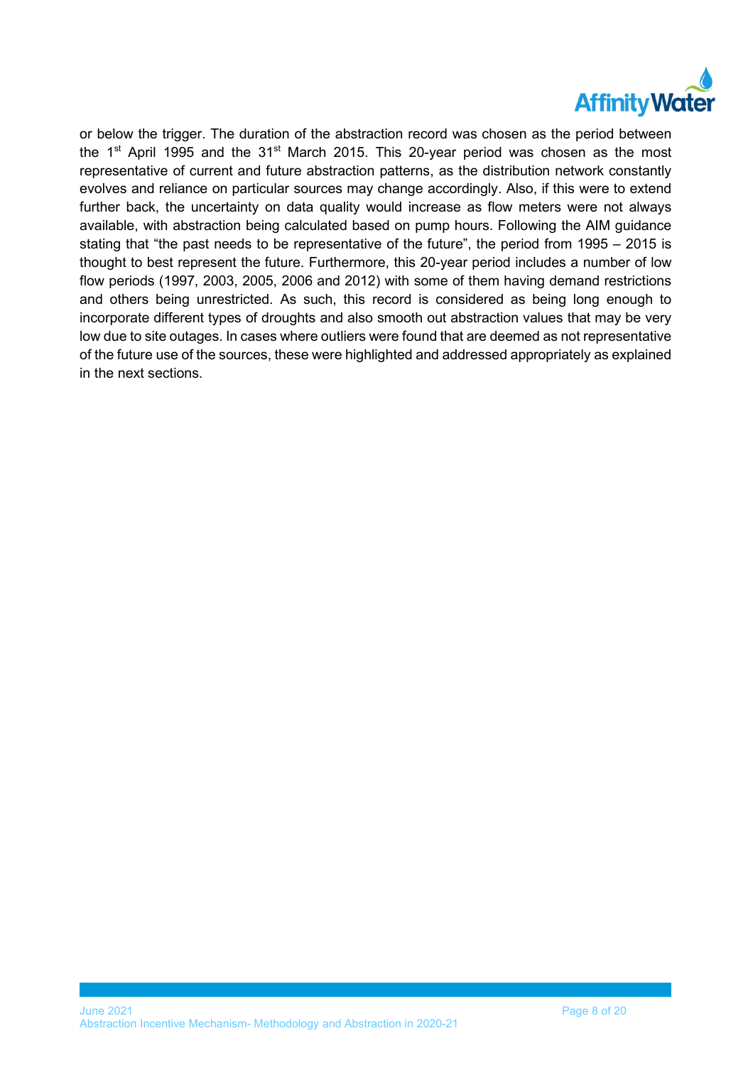or below the trigger. The duration of the abstraction record was chosen as the period between the 1st April 1995 and the 31st March 2015. This 20-year period was chosen as the most representative of current and future abstraction patterns, as the distribution network constantly evolves and reliance on particular sources may change accordingly. Also, if this were to extend further back, the uncertainty on data quality would increase as flow meters were not always available, with abstraction being calculated based on pump hours. Following the AIM guidance stating that "the past needs to be representative of the future", the period from 1995 – 2015 is thought to best represent the future. Furthermore, this 20-year period includes a number of low flow periods (1997, 2003, 2005, 2006 and 2012) with some of them having demand restrictions and others being unrestricted. As such, this record is considered as being long enough to incorporate different types of droughts and also smooth out abstraction values that may be very low due to site outages. In cases where outliers were found that are deemed as not representative of the future use of the sources, these were highlighted and addressed appropriately as explained in the next sections.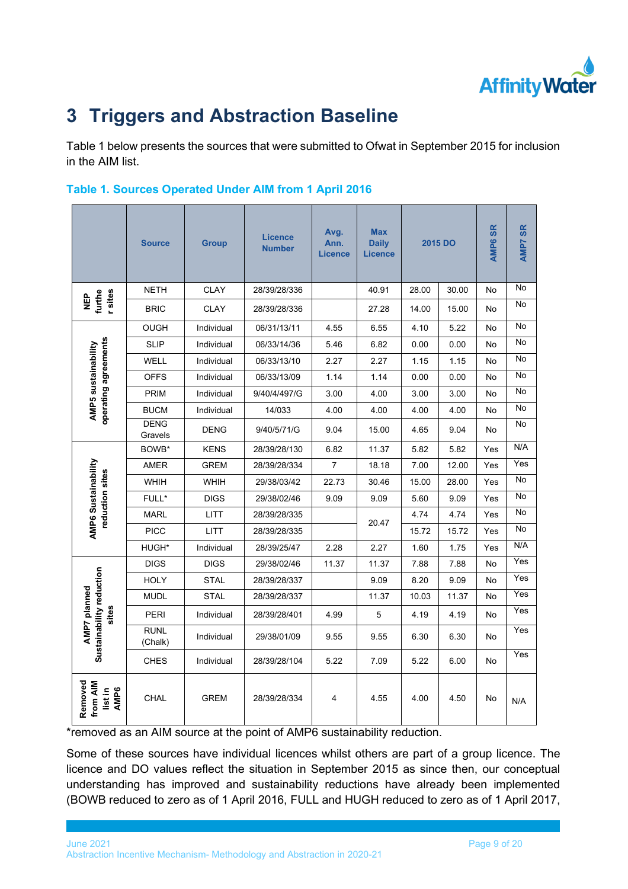# 3 Triggers and Abstraction Baseline

Table 1 below presents the sources that were submitted to Ofwat in September 2015 for inclusion in the AIM list.

**Table 1. Sources Operated Under AIM from 1 April 2016**

| | Source | Group | Licence Number | Avg. Ann. Licence | Max Daily Licence | 2015 DO | | AMP6 SR | AMP7 SR |
|---|---|---|---|---|---|---|---|---|---|
| NEP further sites | NETH | CLAY | 28/39/28/336 | | 40.91 | 28.00 | 30.00 | No | No |
| | BRIC | CLAY | 28/39/28/336 | | 27.28 | 14.00 | 15.00 | No | No |
| AMP5 sustainability operating agreements | OUGH | Individual | 06/31/13/11 | 4.55 | 6.55 | 4.10 | 5.22 | No | No |
| | SLIP | Individual | 06/33/14/36 | 5.46 | 6.82 | 0.00 | 0.00 | No | No |
| | WELL | Individual | 06/33/13/10 | 2.27 | 2.27 | 1.15 | 1.15 | No | No |
| | OFFS | Individual | 06/33/13/09 | 1.14 | 1.14 | 0.00 | 0.00 | No | No |
| | PRIM | Individual | 9/40/4/497/G | 3.00 | 4.00 | 3.00 | 3.00 | No | No |
| | BUCM | Individual | 14/033 | 4.00 | 4.00 | 4.00 | 4.00 | No | No |
| | DENG Gravels | DENG | 9/40/5/71/G | 9.04 | 15.00 | 4.65 | 9.04 | No | No |
| AMP6 Sustainability reduction sites | BOWB* | KENS | 28/39/28/130 | 6.82 | 11.37 | 5.82 | 5.82 | Yes | N/A |
| | AMER | GREM | 28/39/28/334 | 7 | 18.18 | 7.00 | 12.00 | Yes | Yes |
| | WHIH | WHIH | 29/38/03/42 | 22.73 | 30.46 | 15.00 | 28.00 | Yes | No |
| | FULL* | DIGS | 29/38/02/46 | 9.09 | 9.09 | 5.60 | 9.09 | Yes | No |
| | MARL | LITT | 28/39/28/335 | | 20.47 | 4.74 | 4.74 | Yes | No |
| | PICC | LITT | 28/39/28/335 | | | 15.72 | 15.72 | Yes | No |
| | HUGH* | Individual | 28/39/25/47 | 2.28 | 2.27 | 1.60 | 1.75 | Yes | N/A |
| AMP7 planned Sustainability reduction sites | DIGS | DIGS | 29/38/02/46 | 11.37 | 11.37 | 7.88 | 7.88 | No | Yes |
| | HOLY | STAL | 28/39/28/337 | | 9.09 | 8.20 | 9.09 | No | Yes |
| | MUDL | STAL | 28/39/28/337 | | 11.37 | 10.03 | 11.37 | No | Yes |
| | PERI | Individual | 28/39/28/401 | 4.99 | 5 | 4.19 | 4.19 | No | Yes |
| | RUNL (Chalk) | Individual | 29/38/01/09 | 9.55 | 9.55 | 6.30 | 6.30 | No | Yes |
| | CHES | Individual | 28/39/28/104 | 5.22 | 7.09 | 5.22 | 6.00 | No | Yes |
| Removed from AIM list in AMP6 | CHAL | GREM | 28/39/28/334 | 4 | 4.55 | 4.00 | 4.50 | No | N/A |

*removed as an AIM source at the point of AMP6 sustainability reduction.

Some of these sources have individual licences whilst others are part of a group licence. The licence and DO values reflect the situation in September 2015 as since then, our conceptual understanding has improved and sustainability reductions have already been implemented (BOWB reduced to zero as of 1 April 2016, FULL and HUGH reduced to zero as of 1 April 2017,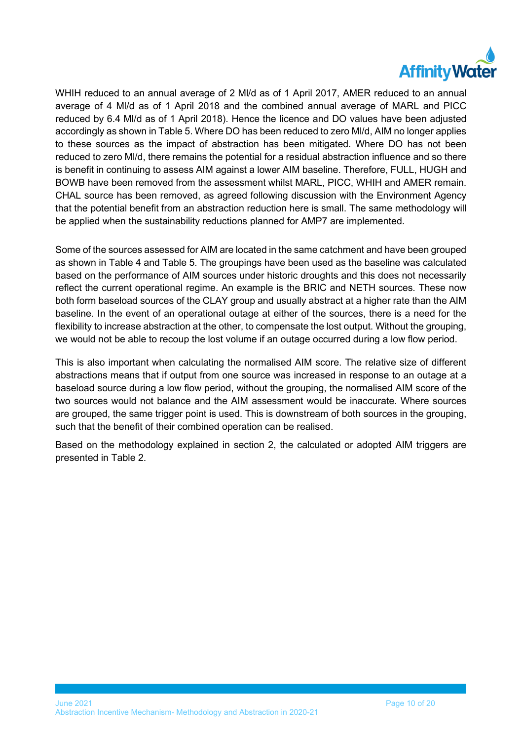WHIH reduced to an annual average of 2 Ml/d as of 1 April 2017, AMER reduced to an annual average of 4 Ml/d as of 1 April 2018 and the combined annual average of MARL and PICC reduced by 6.4 Ml/d as of 1 April 2018). Hence the licence and DO values have been adjusted accordingly as shown in Table 5. Where DO has been reduced to zero Ml/d, AIM no longer applies to these sources as the impact of abstraction has been mitigated. Where DO has not been reduced to zero Ml/d, there remains the potential for a residual abstraction influence and so there is benefit in continuing to assess AIM against a lower AIM baseline. Therefore, FULL, HUGH and BOWB have been removed from the assessment whilst MARL, PICC, WHIH and AMER remain. CHAL source has been removed, as agreed following discussion with the Environment Agency that the potential benefit from an abstraction reduction here is small. The same methodology will be applied when the sustainability reductions planned for AMP7 are implemented.

Some of the sources assessed for AIM are located in the same catchment and have been grouped as shown in Table 4 and Table 5. The groupings have been used as the baseline was calculated based on the performance of AIM sources under historic droughts and this does not necessarily reflect the current operational regime. An example is the BRIC and NETH sources. These now both form baseload sources of the CLAY group and usually abstract at a higher rate than the AIM baseline. In the event of an operational outage at either of the sources, there is a need for the flexibility to increase abstraction at the other, to compensate the lost output. Without the grouping, we would not be able to recoup the lost volume if an outage occurred during a low flow period.

This is also important when calculating the normalised AIM score. The relative size of different abstractions means that if output from one source was increased in response to an outage at a baseload source during a low flow period, without the grouping, the normalised AIM score of the two sources would not balance and the AIM assessment would be inaccurate. Where sources are grouped, the same trigger point is used. This is downstream of both sources in the grouping, such that the benefit of their combined operation can be realised.

Based on the methodology explained in section 2, the calculated or adopted AIM triggers are presented in Table 2.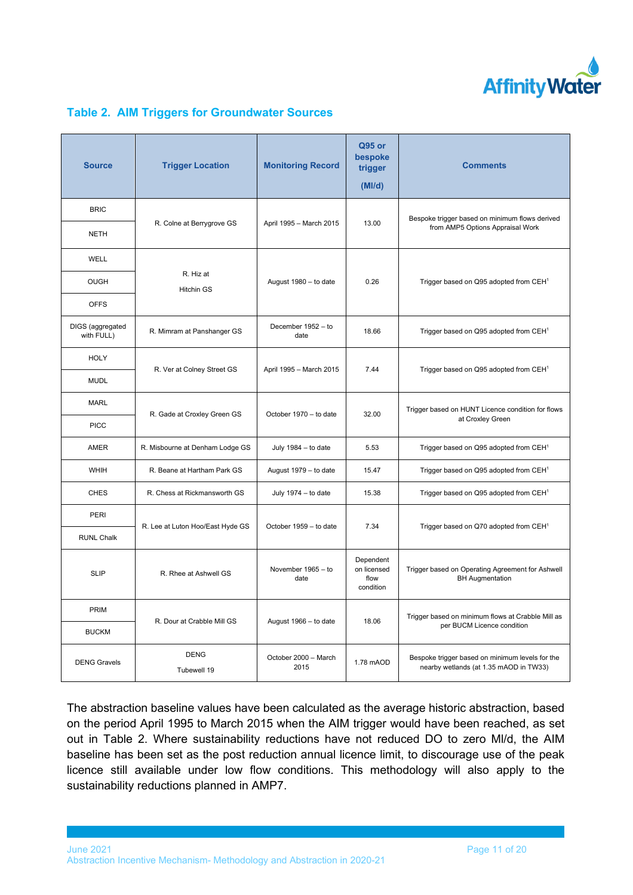## Table 2. AIM Triggers for Groundwater Sources

| Source | Trigger Location | Monitoring Record | Q95 or bespoke trigger (Ml/d) | Comments |
|---|---|---|---|---|
| BRIC | R. Colne at Berrygrove GS | April 1995 – March 2015 | 13.00 | Bespoke trigger based on minimum flows derived from AMP5 Options Appraisal Work |
| NETH | | | | |
| WELL | R. Hiz at Hitchin GS | August 1980 – to date | 0.26 | Trigger based on Q95 adopted from CEH[1] |
| OUGH | | | | |
| OFFS | | | | |
| DIGS (aggregated with FULL) | R. Mimram at Panshanger GS | December 1952 – to date | 18.66 | Trigger based on Q95 adopted from CEH[1] |
| HOLY | R. Ver at Colney Street GS | April 1995 – March 2015 | 7.44 | Trigger based on Q95 adopted from CEH[1] |
| MUDL | | | | |
| MARL | R. Gade at Croxley Green GS | October 1970 – to date | 32.00 | Trigger based on HUNT Licence condition for flows at Croxley Green |
| PICC | | | | |
| AMER | R. Misbourne at Denham Lodge GS | July 1984 – to date | 5.53 | Trigger based on Q95 adopted from CEH[1] |
| WHIH | R. Beane at Hartham Park GS | August 1979 – to date | 15.47 | Trigger based on Q95 adopted from CEH[1] |
| CHES | R. Chess at Rickmansworth GS | July 1974 – to date | 15.38 | Trigger based on Q95 adopted from CEH[1] |
| PERI | R. Lee at Luton Hoo/East Hyde GS | October 1959 – to date | 7.34 | Trigger based on Q70 adopted from CEH[1] |
| RUNL Chalk | | | | |
| SLIP | R. Rhee at Ashwell GS | November 1965 – to date | Dependent on licensed flow condition | Trigger based on Operating Agreement for Ashwell BH Augmentation |
| PRIM | R. Dour at Crabble Mill GS | August 1966 – to date | 18.06 | Trigger based on minimum flows at Crabble Mill as per BUCM Licence condition |
| BUCKM | | | | |
| DENG Gravels | DENG Tubewell 19 | October 2000 – March 2015 | 1.78 mAOD | Bespoke trigger based on minimum levels for the nearby wetlands (at 1.35 mAOD in TW33) |

The abstraction baseline values have been calculated as the average historic abstraction, based on the period April 1995 to March 2015 when the AIM trigger would have been reached, as set out in Table 2. Where sustainability reductions have not reduced DO to zero Ml/d, the AIM baseline has been set as the post reduction annual licence limit, to discourage use of the peak licence still available under low flow conditions. This methodology will also apply to the sustainability reductions planned in AMP7.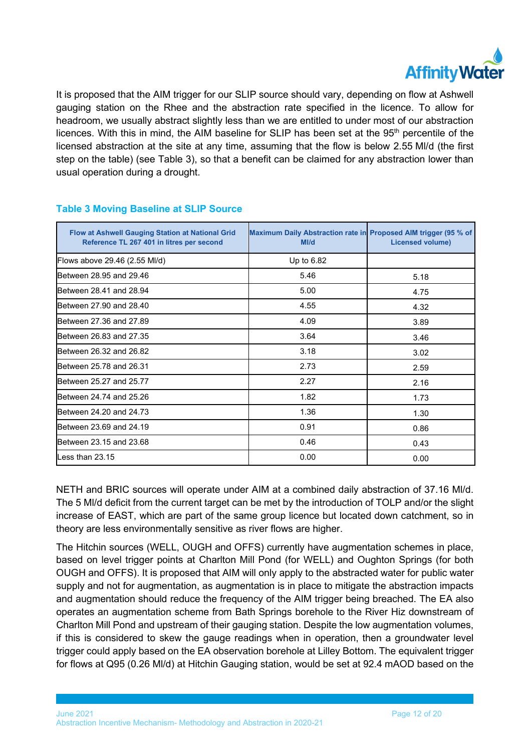It is proposed that the AIM trigger for our SLIP source should vary, depending on flow at Ashwell gauging station on the Rhee and the abstraction rate specified in the licence. To allow for headroom, we usually abstract slightly less than we are entitled to under most of our abstraction licences. With this in mind, the AIM baseline for SLIP has been set at the 95th percentile of the licensed abstraction at the site at any time, assuming that the flow is below 2.55 Ml/d (the first step on the table) (see Table 3), so that a benefit can be claimed for any abstraction lower than usual operation during a drought.

### Table 3 Moving Baseline at SLIP Source

| Flow at Ashwell Gauging Station at National Grid Reference TL 267 401 in litres per second | Maximum Daily Abstraction rate in Ml/d | Proposed AIM trigger (95 % of Licensed volume) |
|---|---|---|
| Flows above 29.46 (2.55 Ml/d) | Up to 6.82 | |
| Between 28.95 and 29.46 | 5.46 | 5.18 |
| Between 28.41 and 28.94 | 5.00 | 4.75 |
| Between 27.90 and 28.40 | 4.55 | 4.32 |
| Between 27.36 and 27.89 | 4.09 | 3.89 |
| Between 26.83 and 27.35 | 3.64 | 3.46 |
| Between 26.32 and 26.82 | 3.18 | 3.02 |
| Between 25.78 and 26.31 | 2.73 | 2.59 |
| Between 25.27 and 25.77 | 2.27 | 2.16 |
| Between 24.74 and 25.26 | 1.82 | 1.73 |
| Between 24.20 and 24.73 | 1.36 | 1.30 |
| Between 23.69 and 24.19 | 0.91 | 0.86 |
| Between 23.15 and 23.68 | 0.46 | 0.43 |
| Less than 23.15 | 0.00 | 0.00 |

NETH and BRIC sources will operate under AIM at a combined daily abstraction of 37.16 Ml/d. The 5 Ml/d deficit from the current target can be met by the introduction of TOLP and/or the slight increase of EAST, which are part of the same group licence but located down catchment, so in theory are less environmentally sensitive as river flows are higher.

The Hitchin sources (WELL, OUGH and OFFS) currently have augmentation schemes in place, based on level trigger points at Charlton Mill Pond (for WELL) and Oughton Springs (for both OUGH and OFFS). It is proposed that AIM will only apply to the abstracted water for public water supply and not for augmentation, as augmentation is in place to mitigate the abstraction impacts and augmentation should reduce the frequency of the AIM trigger being breached. The EA also operates an augmentation scheme from Bath Springs borehole to the River Hiz downstream of Charlton Mill Pond and upstream of their gauging station. Despite the low augmentation volumes, if this is considered to skew the gauge readings when in operation, then a groundwater level trigger could apply based on the EA observation borehole at Lilley Bottom. The equivalent trigger for flows at Q95 (0.26 Ml/d) at Hitchin Gauging station, would be set at 92.4 mAOD based on the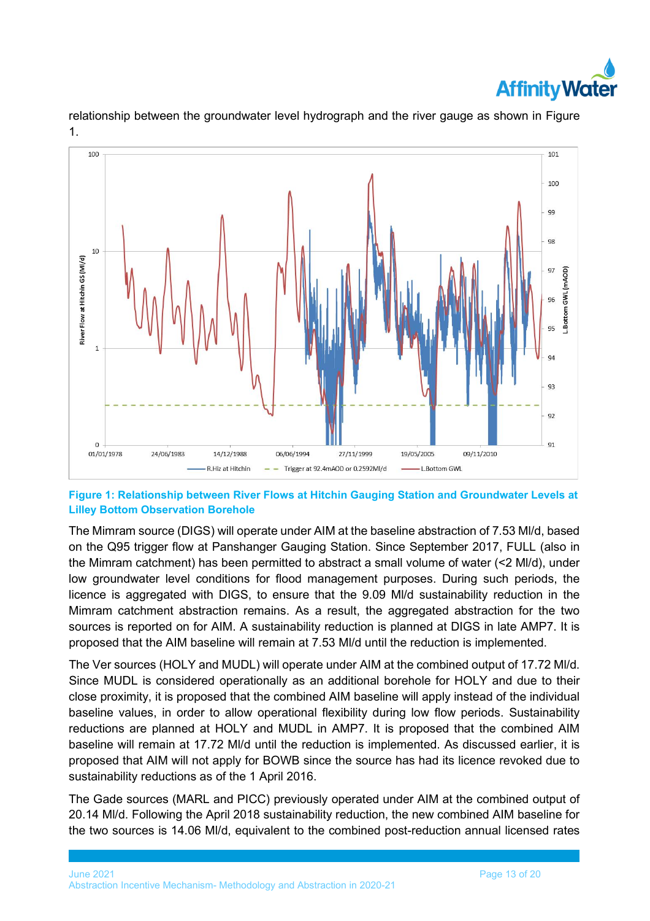relationship between the groundwater level hydrograph and the river gauge as shown in Figure 1.

**Figure 1: Relationship between River Flows at Hitchin Gauging Station and Groundwater Levels at Lilley Bottom Observation Borehole**

The Mimram source (DIGS) will operate under AIM at the baseline abstraction of 7.53 Ml/d, based on the Q95 trigger flow at Panshanger Gauging Station. Since September 2017, FULL (also in the Mimram catchment) has been permitted to abstract a small volume of water (<2 Ml/d), under low groundwater level conditions for flood management purposes. During such periods, the licence is aggregated with DIGS, to ensure that the 9.09 Ml/d sustainability reduction in the Mimram catchment abstraction remains. As a result, the aggregated abstraction for the two sources is reported on for AIM. A sustainability reduction is planned at DIGS in late AMP7. It is proposed that the AIM baseline will remain at 7.53 Ml/d until the reduction is implemented.

The Ver sources (HOLY and MUDL) will operate under AIM at the combined output of 17.72 Ml/d. Since MUDL is considered operationally as an additional borehole for HOLY and due to their close proximity, it is proposed that the combined AIM baseline will apply instead of the individual baseline values, in order to allow operational flexibility during low flow periods. Sustainability reductions are planned at HOLY and MUDL in AMP7. It is proposed that the combined AIM baseline will remain at 17.72 Ml/d until the reduction is implemented. As discussed earlier, it is proposed that AIM will not apply for BOWB since the source has had its licence revoked due to sustainability reductions as of the 1 April 2016.

The Gade sources (MARL and PICC) previously operated under AIM at the combined output of 20.14 Ml/d. Following the April 2018 sustainability reduction, the new combined AIM baseline for the two sources is 14.06 Ml/d, equivalent to the combined post-reduction annual licensed rates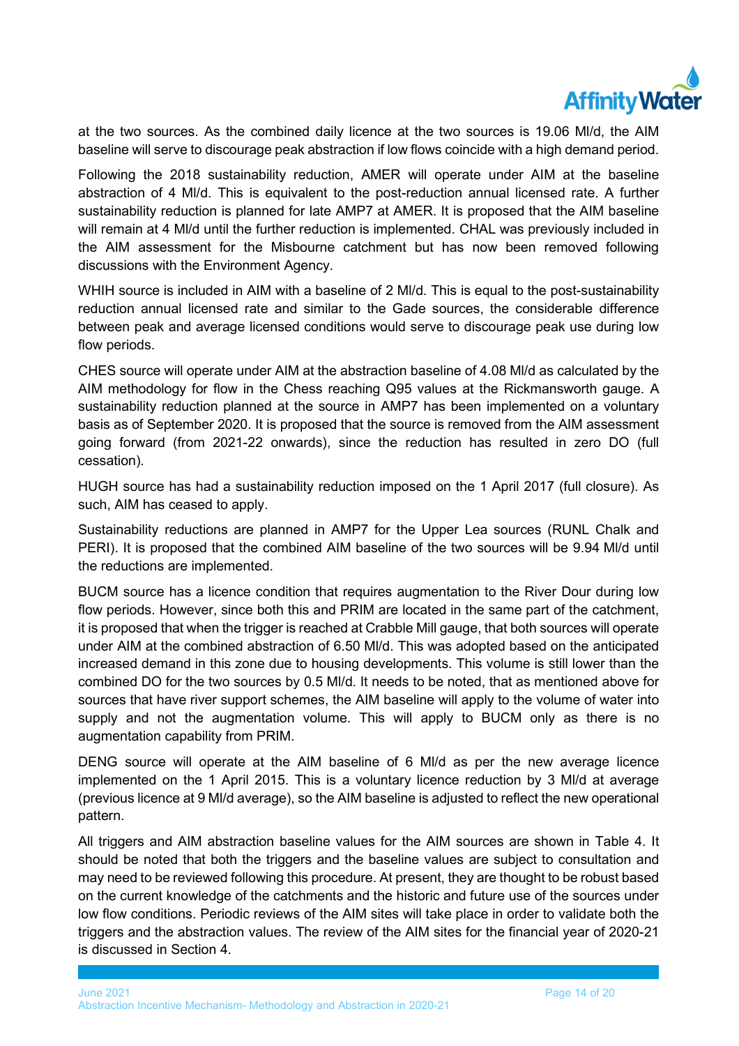at the two sources. As the combined daily licence at the two sources is 19.06 Ml/d, the AIM baseline will serve to discourage peak abstraction if low flows coincide with a high demand period.

Following the 2018 sustainability reduction, AMER will operate under AIM at the baseline abstraction of 4 Ml/d. This is equivalent to the post-reduction annual licensed rate. A further sustainability reduction is planned for late AMP7 at AMER. It is proposed that the AIM baseline will remain at 4 Ml/d until the further reduction is implemented. CHAL was previously included in the AIM assessment for the Misbourne catchment but has now been removed following discussions with the Environment Agency.

WHIH source is included in AIM with a baseline of 2 Ml/d. This is equal to the post-sustainability reduction annual licensed rate and similar to the Gade sources, the considerable difference between peak and average licensed conditions would serve to discourage peak use during low flow periods.

CHES source will operate under AIM at the abstraction baseline of 4.08 Ml/d as calculated by the AIM methodology for flow in the Chess reaching Q95 values at the Rickmansworth gauge. A sustainability reduction planned at the source in AMP7 has been implemented on a voluntary basis as of September 2020. It is proposed that the source is removed from the AIM assessment going forward (from 2021-22 onwards), since the reduction has resulted in zero DO (full cessation).

HUGH source has had a sustainability reduction imposed on the 1 April 2017 (full closure). As such, AIM has ceased to apply.

Sustainability reductions are planned in AMP7 for the Upper Lea sources (RUNL Chalk and PERI). It is proposed that the combined AIM baseline of the two sources will be 9.94 Ml/d until the reductions are implemented.

BUCM source has a licence condition that requires augmentation to the River Dour during low flow periods. However, since both this and PRIM are located in the same part of the catchment, it is proposed that when the trigger is reached at Crabble Mill gauge, that both sources will operate under AIM at the combined abstraction of 6.50 Ml/d. This was adopted based on the anticipated increased demand in this zone due to housing developments. This volume is still lower than the combined DO for the two sources by 0.5 Ml/d. It needs to be noted, that as mentioned above for sources that have river support schemes, the AIM baseline will apply to the volume of water into supply and not the augmentation volume. This will apply to BUCM only as there is no augmentation capability from PRIM.

DENG source will operate at the AIM baseline of 6 Ml/d as per the new average licence implemented on the 1 April 2015. This is a voluntary licence reduction by 3 Ml/d at average (previous licence at 9 Ml/d average), so the AIM baseline is adjusted to reflect the new operational pattern.

All triggers and AIM abstraction baseline values for the AIM sources are shown in Table 4. It should be noted that both the triggers and the baseline values are subject to consultation and may need to be reviewed following this procedure. At present, they are thought to be robust based on the current knowledge of the catchments and the historic and future use of the sources under low flow conditions. Periodic reviews of the AIM sites will take place in order to validate both the triggers and the abstraction values. The review of the AIM sites for the financial year of 2020-21 is discussed in Section 4.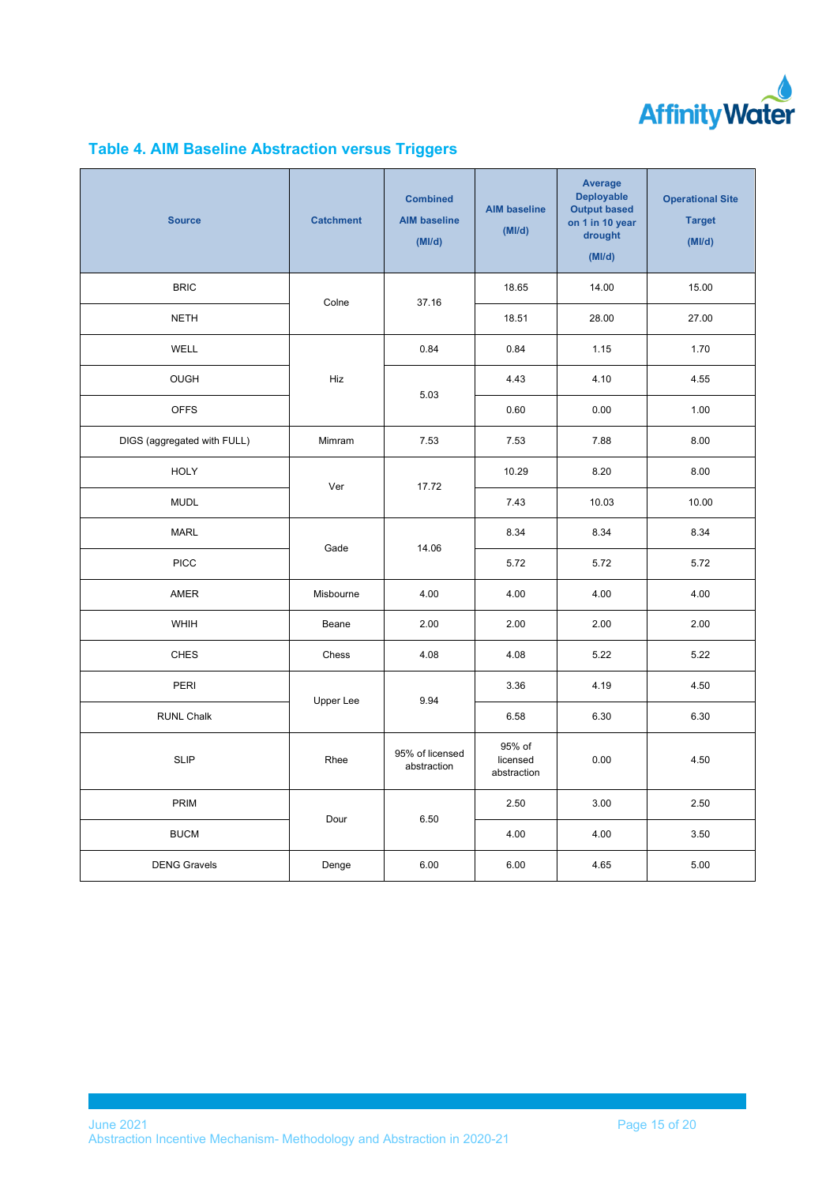## Table 4. AIM Baseline Abstraction versus Triggers

| Source | Catchment | Combined AIM baseline (Ml/d) | AIM baseline (Ml/d) | Average Deployable Output based on 1 in 10 year drought (Ml/d) | Operational Site Target (Ml/d) |
|---|---|---|---|---|---|
| BRIC | Colne | 37.16 | 18.65 | 14.00 | 15.00 |
| NETH | | | 18.51 | 28.00 | 27.00 |
| WELL | Hiz | 0.84 | 0.84 | 1.15 | 1.70 |
| OUGH | | 5.03 | 4.43 | 4.10 | 4.55 |
| OFFS | | | 0.60 | 0.00 | 1.00 |
| DIGS (aggregated with FULL) | Mimram | 7.53 | 7.53 | 7.88 | 8.00 |
| HOLY | Ver | 17.72 | 10.29 | 8.20 | 8.00 |
| MUDL | | | 7.43 | 10.03 | 10.00 |
| MARL | Gade | 14.06 | 8.34 | 8.34 | 8.34 |
| PICC | | | 5.72 | 5.72 | 5.72 |
| AMER | Misbourne | 4.00 | 4.00 | 4.00 | 4.00 |
| WHIH | Beane | 2.00 | 2.00 | 2.00 | 2.00 |
| CHES | Chess | 4.08 | 4.08 | 5.22 | 5.22 |
| PERI | Upper Lee | 9.94 | 3.36 | 4.19 | 4.50 |
| RUNL Chalk | | | 6.58 | 6.30 | 6.30 |
| SLIP | Rhee | 95% of licensed abstraction | 95% of licensed abstraction | 0.00 | 4.50 |
| PRIM | Dour | 6.50 | 2.50 | 3.00 | 2.50 |
| BUCM | | | 4.00 | 4.00 | 3.50 |
| DENG Gravels | Denge | 6.00 | 6.00 | 4.65 | 5.00 |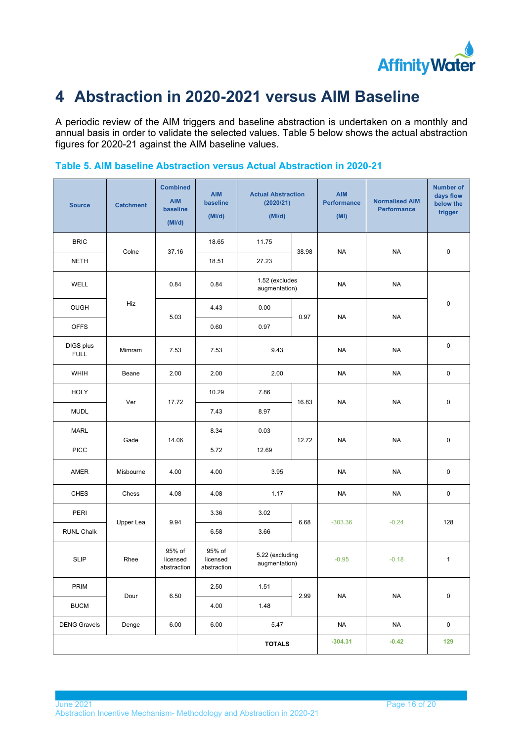# 4 Abstraction in 2020-2021 versus AIM Baseline

A periodic review of the AIM triggers and baseline abstraction is undertaken on a monthly and annual basis in order to validate the selected values. Table 5 below shows the actual abstraction figures for 2020-21 against the AIM baseline values.

**Table 5. AIM baseline Abstraction versus Actual Abstraction in 2020-21**

| Source | Catchment | Combined AIM baseline (Ml/d) | AIM baseline (Ml/d) | Actual Abstraction (2020/21) (Ml/d) | | AIM Performance (Ml) | Normalised AIM Performance | Number of days flow below the trigger |
|---|---|---|---|---|---|---|---|---|
| BRIC | Colne | 37.16 | 18.65 | 11.75 | 38.98 | NA | NA | 0 |
| NETH | | | 18.51 | 27.23 | | | | |
| WELL | Hiz | 0.84 | 0.84 | 1.52 (excludes augmentation) | | NA | NA | 0 |
| OUGH | | 5.03 | 4.43 | 0.00 | 0.97 | NA | NA | |
| OFFS | | | 0.60 | 0.97 | | | | |
| DIGS plus FULL | Mimram | 7.53 | 7.53 | 9.43 | | NA | NA | 0 |
| WHIH | Beane | 2.00 | 2.00 | 2.00 | | NA | NA | 0 |
| HOLY | Ver | 17.72 | 10.29 | 7.86 | 16.83 | NA | NA | 0 |
| MUDL | | | 7.43 | 8.97 | | | | |
| MARL | Gade | 14.06 | 8.34 | 0.03 | 12.72 | NA | NA | 0 |
| PICC | | | 5.72 | 12.69 | | | | |
| AMER | Misbourne | 4.00 | 4.00 | 3.95 | | NA | NA | 0 |
| CHES | Chess | 4.08 | 4.08 | 1.17 | | NA | NA | 0 |
| PERI | Upper Lea | 9.94 | 3.36 | 3.02 | 6.68 | -303.36 | -0.24 | 128 |
| RUNL Chalk | | | 6.58 | 3.66 | | | | |
| SLIP | Rhee | 95% of licensed abstraction | 95% of licensed abstraction | 5.22 (excluding augmentation) | | -0.95 | -0.18 | 1 |
| PRIM | Dour | 6.50 | 2.50 | 1.51 | 2.99 | NA | NA | 0 |
| BUCM | | | 4.00 | 1.48 | | | | |
| DENG Gravels | Denge | 6.00 | 6.00 | 5.47 | | NA | NA | 0 |
| | | | | **TOTALS** | | **-304.31** | **-0.42** | **129** |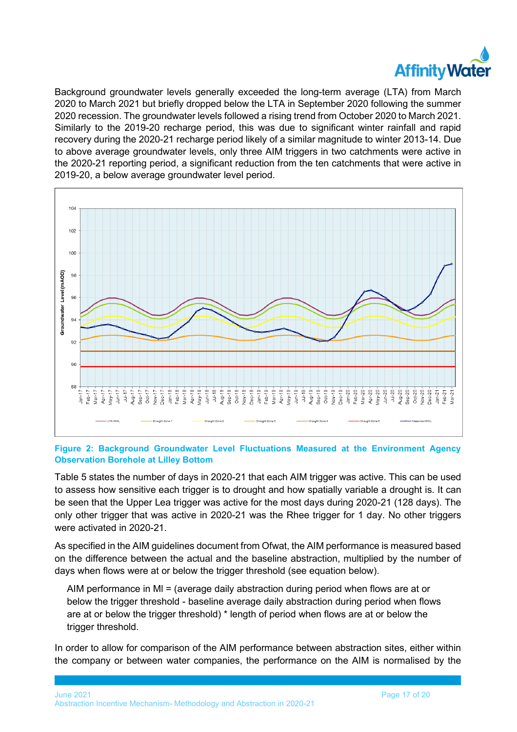Background groundwater levels generally exceeded the long-term average (LTA) from March 2020 to March 2021 but briefly dropped below the LTA in September 2020 following the summer 2020 recession. The groundwater levels followed a rising trend from October 2020 to March 2021. Similarly to the 2019-20 recharge period, this was due to significant winter rainfall and rapid recovery during the 2020-21 recharge period likely of a similar magnitude to winter 2013-14. Due to above average groundwater levels, only three AIM triggers in two catchments were active in the 2020-21 reporting period, a significant reduction from the ten catchments that were active in 2019-20, a below average groundwater level period.

**Figure 2: Background Groundwater Level Fluctuations Measured at the Environment Agency Observation Borehole at Lilley Bottom**

Table 5 states the number of days in 2020-21 that each AIM trigger was active. This can be used to assess how sensitive each trigger is to drought and how spatially variable a drought is. It can be seen that the Upper Lea trigger was active for the most days during 2020-21 (128 days). The only other trigger that was active in 2020-21 was the Rhee trigger for 1 day. No other triggers were activated in 2020-21.

As specified in the AIM guidelines document from Ofwat, the AIM performance is measured based on the difference between the actual and the baseline abstraction, multiplied by the number of days when flows were at or below the trigger threshold (see equation below).

> AIM performance in Ml = (average daily abstraction during period when flows are at or below the trigger threshold - baseline average daily abstraction during period when flows are at or below the trigger threshold) * length of period when flows are at or below the trigger threshold.

In order to allow for comparison of the AIM performance between abstraction sites, either within the company or between water companies, the performance on the AIM is normalised by the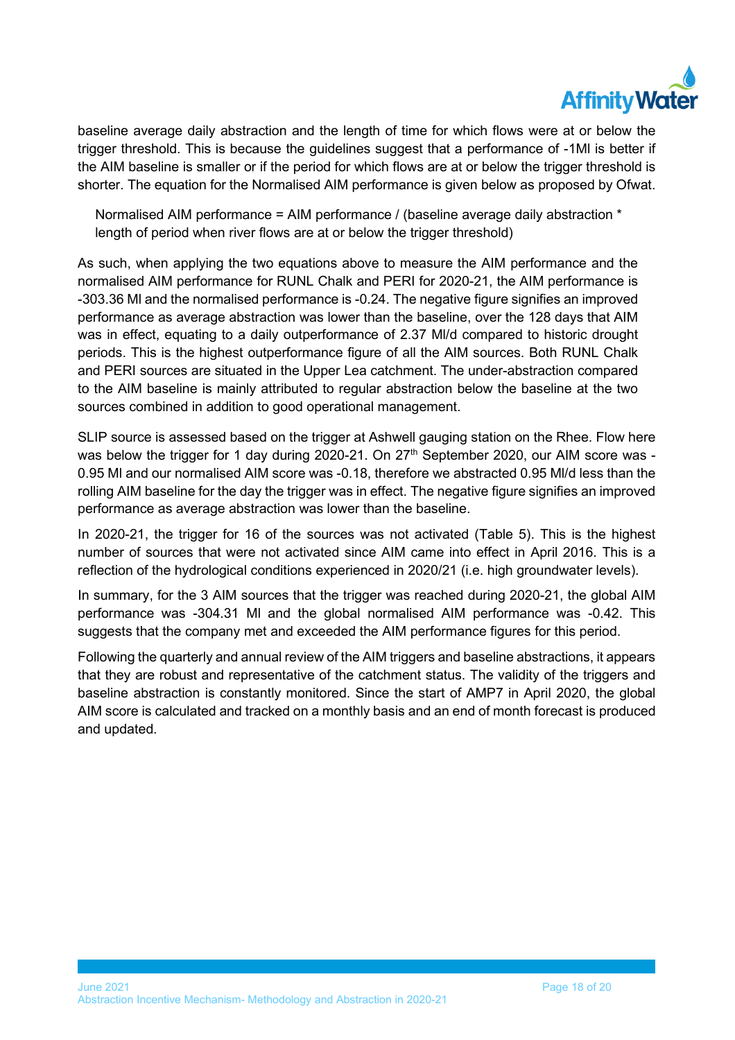baseline average daily abstraction and the length of time for which flows were at or below the trigger threshold. This is because the guidelines suggest that a performance of -1Ml is better if the AIM baseline is smaller or if the period for which flows are at or below the trigger threshold is shorter. The equation for the Normalised AIM performance is given below as proposed by Ofwat.

> Normalised AIM performance = AIM performance / (baseline average daily abstraction * length of period when river flows are at or below the trigger threshold)

As such, when applying the two equations above to measure the AIM performance and the normalised AIM performance for RUNL Chalk and PERI for 2020-21, the AIM performance is -303.36 Ml and the normalised performance is -0.24. The negative figure signifies an improved performance as average abstraction was lower than the baseline, over the 128 days that AIM was in effect, equating to a daily outperformance of 2.37 Ml/d compared to historic drought periods. This is the highest outperformance figure of all the AIM sources. Both RUNL Chalk and PERI sources are situated in the Upper Lea catchment. The under-abstraction compared to the AIM baseline is mainly attributed to regular abstraction below the baseline at the two sources combined in addition to good operational management.

SLIP source is assessed based on the trigger at Ashwell gauging station on the Rhee. Flow here was below the trigger for 1 day during 2020-21. On 27th September 2020, our AIM score was -0.95 Ml and our normalised AIM score was -0.18, therefore we abstracted 0.95 Ml/d less than the rolling AIM baseline for the day the trigger was in effect. The negative figure signifies an improved performance as average abstraction was lower than the baseline.

In 2020-21, the trigger for 16 of the sources was not activated (Table 5). This is the highest number of sources that were not activated since AIM came into effect in April 2016. This is a reflection of the hydrological conditions experienced in 2020/21 (i.e. high groundwater levels).

In summary, for the 3 AIM sources that the trigger was reached during 2020-21, the global AIM performance was -304.31 Ml and the global normalised AIM performance was -0.42. This suggests that the company met and exceeded the AIM performance figures for this period.

Following the quarterly and annual review of the AIM triggers and baseline abstractions, it appears that they are robust and representative of the catchment status. The validity of the triggers and baseline abstraction is constantly monitored. Since the start of AMP7 in April 2020, the global AIM score is calculated and tracked on a monthly basis and an end of month forecast is produced and updated.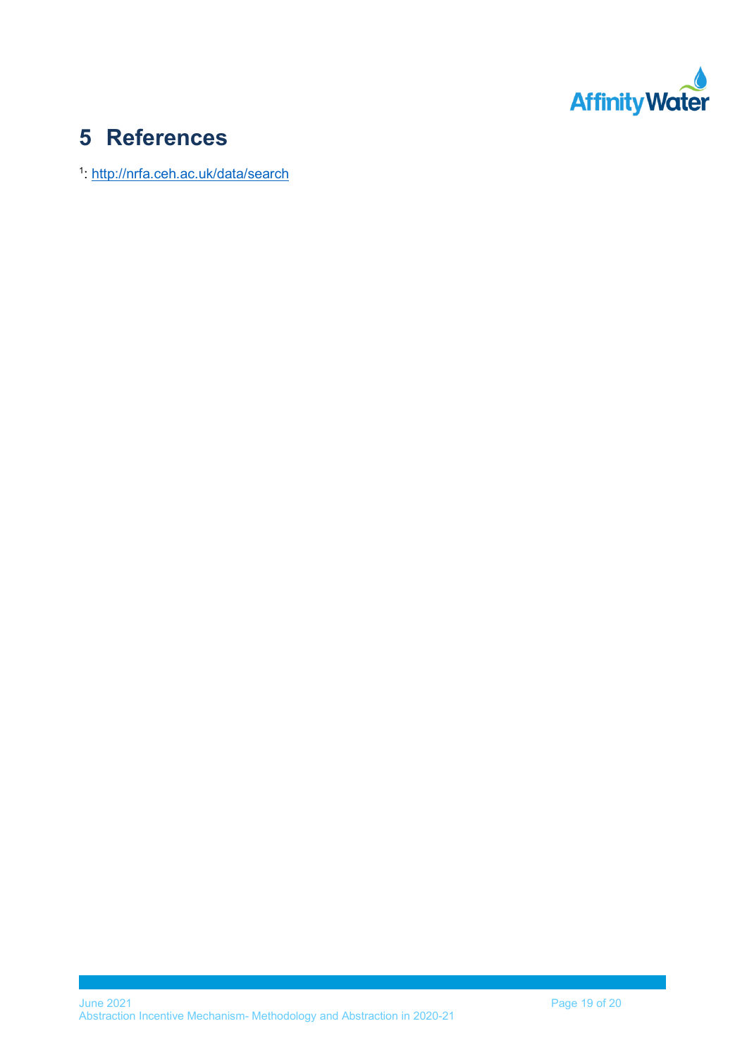# 5 References

[1]: http://nrfa.ceh.ac.uk/data/search